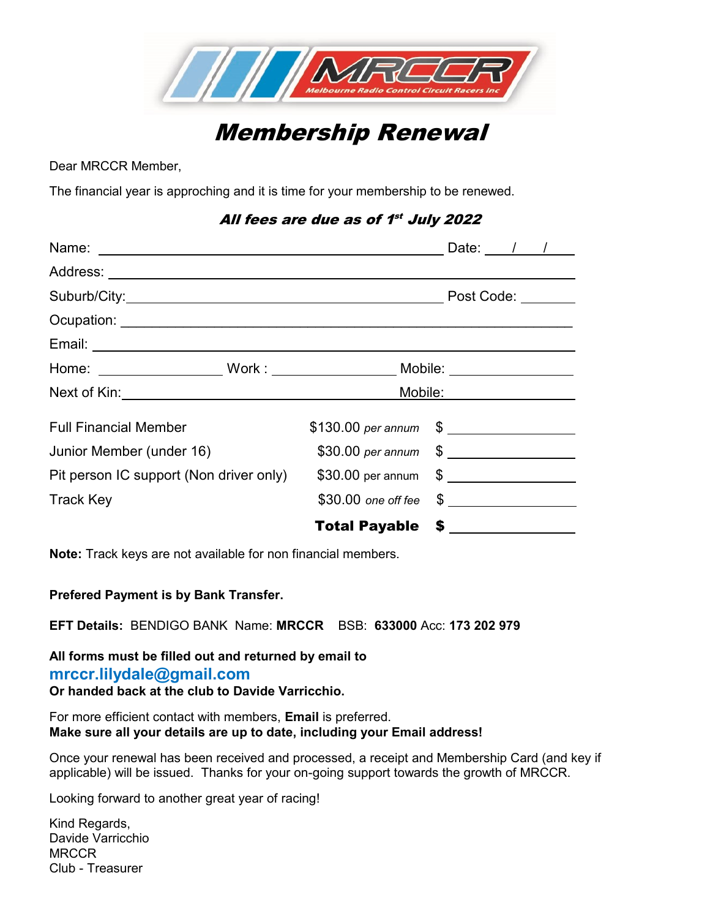MRCCR
Melbourne Radio Control Circuit Racers Inc

# Membership Renewal

Dear MRCCR Member,

The financial year is approching and it is time for your membership to be renewed.

### *All fees are due as of 1st July 2022*

Name: \_\_\_\_\_\_\_\_\_\_\_\_\_\_\_\_\_\_\_\_\_\_\_\_\_\_\_\_\_\_\_\_\_\_\_\_\_\_\_\_ Date: \_\_\_\_/\_\_\_\_/\_\_\_\_

Address: \_\_\_\_\_\_\_\_\_\_\_\_\_\_\_\_\_\_\_\_\_\_\_\_\_\_\_\_\_\_\_\_\_\_\_\_\_\_\_\_\_\_\_\_\_\_\_\_\_\_\_\_

Suburb/City: \_\_\_\_\_\_\_\_\_\_\_\_\_\_\_\_\_\_\_\_\_\_\_\_\_\_\_\_\_\_\_\_\_\_\_\_\_\_ Post Code: \_\_\_\_\_\_\_\_

Ocupation: \_\_\_\_\_\_\_\_\_\_\_\_\_\_\_\_\_\_\_\_\_\_\_\_\_\_\_\_\_\_\_\_\_\_\_\_\_\_\_\_\_\_\_\_\_\_\_\_\_\_\_\_

Email: \_\_\_\_\_\_\_\_\_\_\_\_\_\_\_\_\_\_\_\_\_\_\_\_\_\_\_\_\_\_\_\_\_\_\_\_\_\_\_\_\_\_\_\_\_\_\_\_\_\_\_\_\_\_

Home: \_\_\_\_\_\_\_\_\_\_\_\_\_\_\_\_ Work : \_\_\_\_\_\_\_\_\_\_\_\_\_\_\_\_ Mobile: \_\_\_\_\_\_\_\_\_\_\_\_\_\_\_\_

Next of Kin: \_\_\_\_\_\_\_\_\_\_\_\_\_\_\_\_\_\_\_\_\_\_\_\_\_\_\_\_\_\_\_\_\_\_\_\_\_\_ Mobile: \_\_\_\_\_\_\_\_\_\_\_\_\_\_\_\_

| | | |
|---|---|---|
| Full Financial Member | $130.00 *per annum* | $ \_\_\_\_\_\_\_\_\_\_\_\_ |
| Junior Member (under 16) | $30.00 *per annum* | $ \_\_\_\_\_\_\_\_\_\_\_\_ |
| Pit person IC support (Non driver only) | $30.00 per annum | $ \_\_\_\_\_\_\_\_\_\_\_\_ |
| Track Key | $30.00 *one off fee* | $ \_\_\_\_\_\_\_\_\_\_\_\_ |
| | **Total Payable** | **$** \_\_\_\_\_\_\_\_\_\_\_\_ |

**Note:** Track keys are not available for non financial members.

**Prefered Payment is by Bank Transfer.**

**EFT Details:** BENDIGO BANK Name: **MRCCR** BSB: **633000** Acc: **173 202 979**

**All forms must be filled out and returned by email to**
**mrccr.lilydale@gmail.com**
**Or handed back at the club to Davide Varricchio.**

For more efficient contact with members, **Email** is preferred.
**Make sure all your details are up to date, including your Email address!**

Once your renewal has been received and processed, a receipt and Membership Card (and key if applicable) will be issued. Thanks for your on-going support towards the growth of MRCCR.

Looking forward to another great year of racing!

Kind Regards,
Davide Varricchio
MRCCR
Club - Treasurer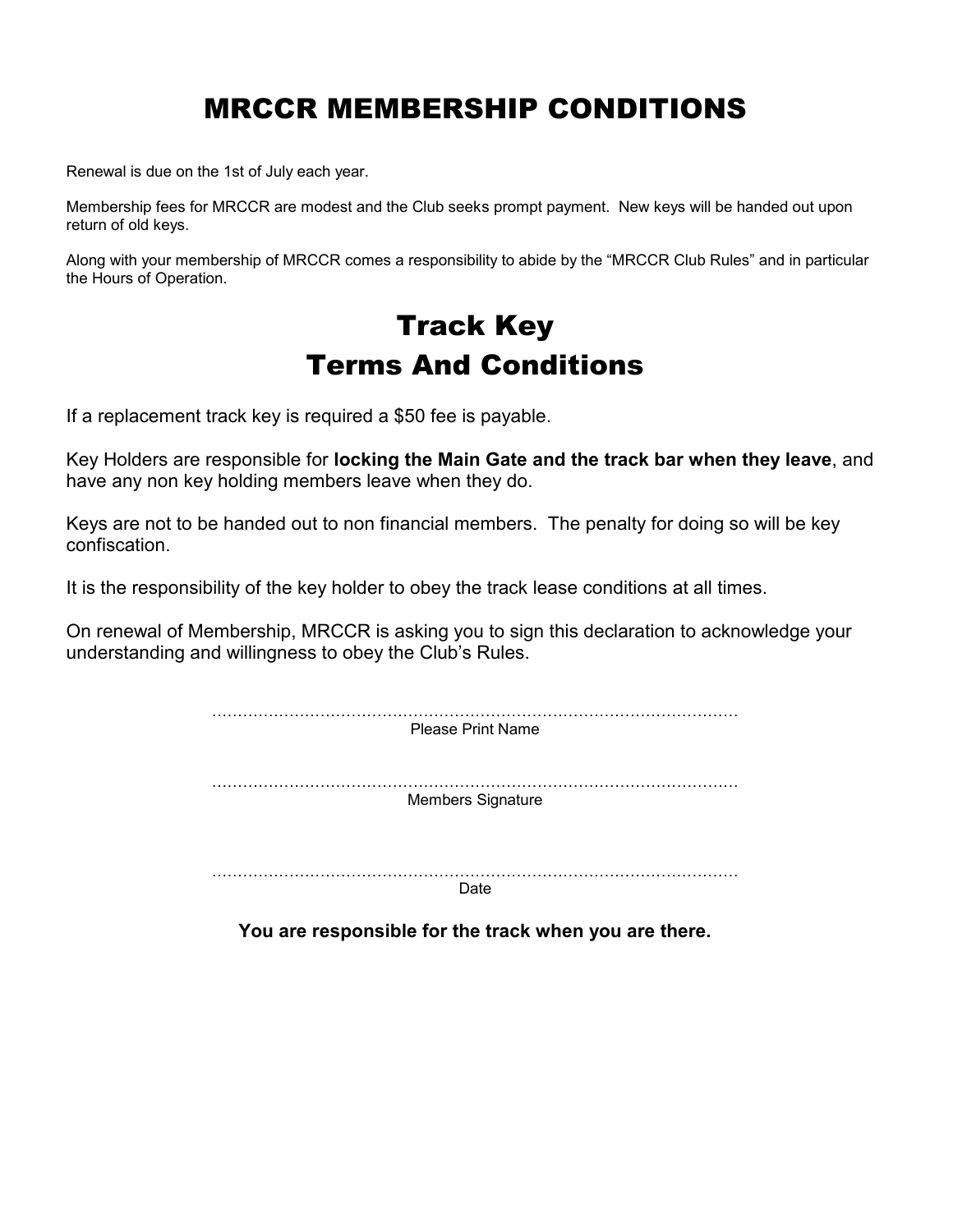# MRCCR MEMBERSHIP CONDITIONS

Renewal is due on the 1st of July each year.

Membership fees for MRCCR are modest and the Club seeks prompt payment. New keys will be handed out upon return of old keys.

Along with your membership of MRCCR comes a responsibility to abide by the "MRCCR Club Rules" and in particular the Hours of Operation.

# Track Key
# Terms And Conditions

If a replacement track key is required a $50 fee is payable.

Key Holders are responsible for **locking the Main Gate and the track bar when they leave**, and have any non key holding members leave when they do.

Keys are not to be handed out to non financial members. The penalty for doing so will be key confiscation.

It is the responsibility of the key holder to obey the track lease conditions at all times.

On renewal of Membership, MRCCR is asking you to sign this declaration to acknowledge your understanding and willingness to obey the Club's Rules.

………………………………………………………………………………………
Please Print Name

………………………………………………………………………………………
Members Signature

………………………………………………………………………………………
Date

**You are responsible for the track when you are there.**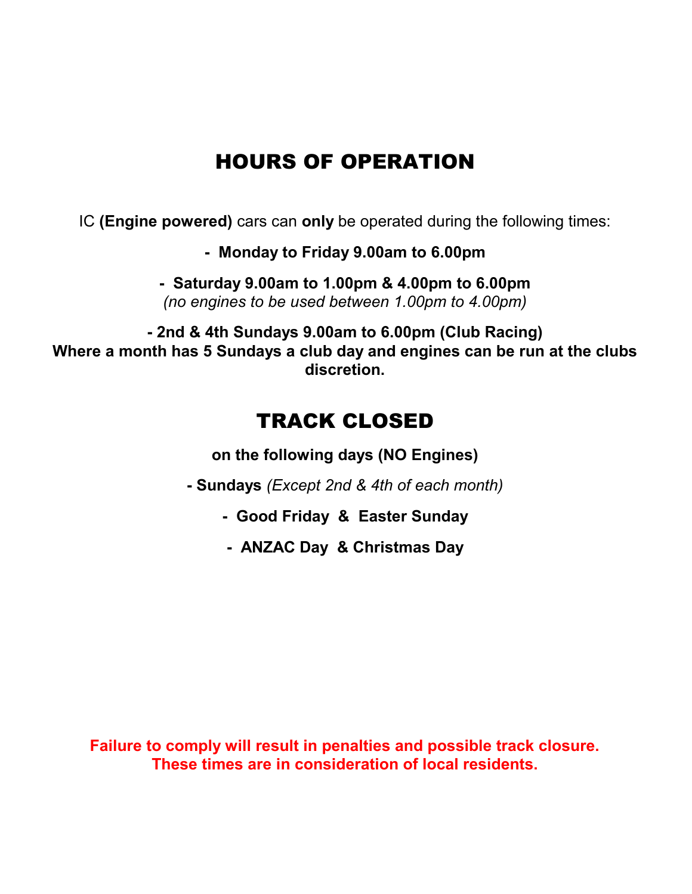# HOURS OF OPERATION

IC **(Engine powered)** cars can **only** be operated during the following times:

**- Monday to Friday 9.00am to 6.00pm**

**- Saturday 9.00am to 1.00pm & 4.00pm to 6.00pm**
*(no engines to be used between 1.00pm to 4.00pm)*

**- 2nd & 4th Sundays 9.00am to 6.00pm (Club Racing)**
**Where a month has 5 Sundays a club day and engines can be run at the clubs discretion.**

# TRACK CLOSED

**on the following days (NO Engines)**

**- Sundays** *(Except 2nd & 4th of each month)*

**- Good Friday & Easter Sunday**

**- ANZAC Day & Christmas Day**

**Failure to comply will result in penalties and possible track closure.**
**These times are in consideration of local residents.**